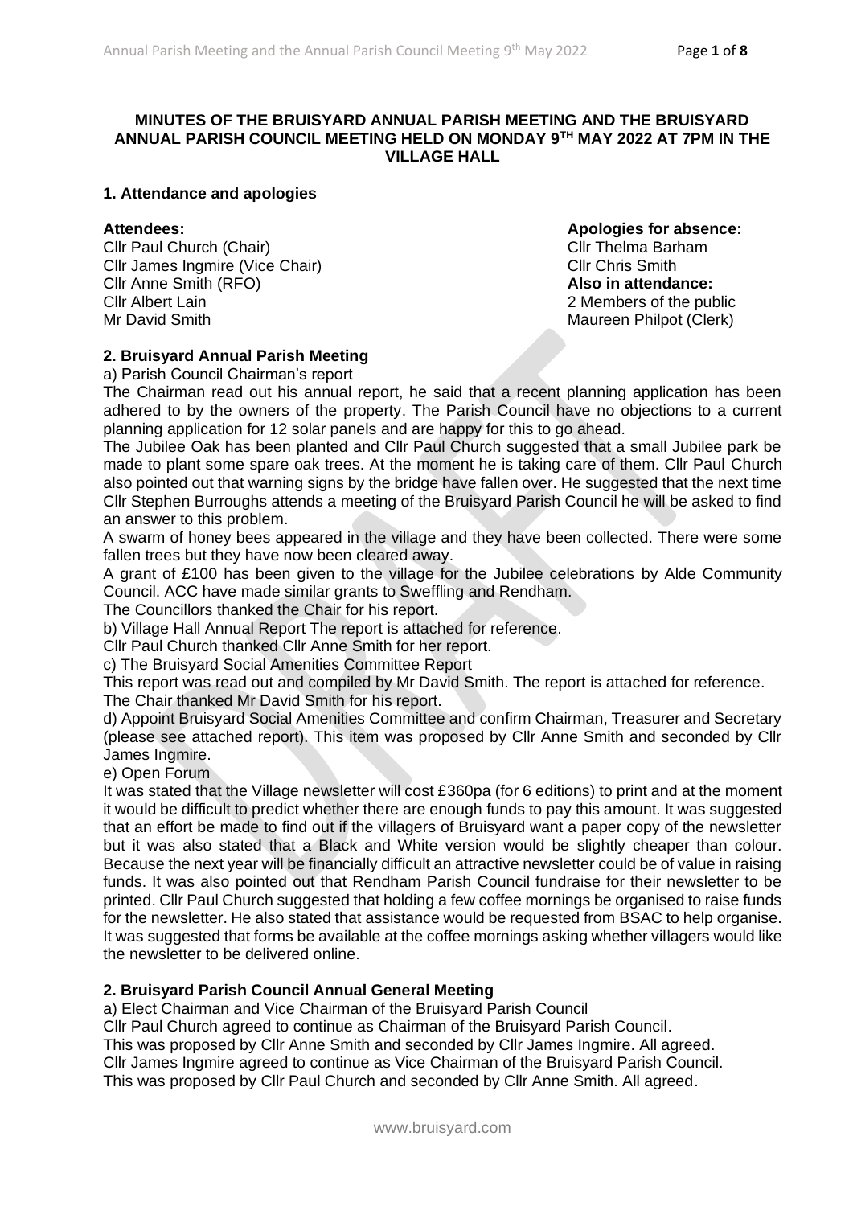**MINUTES OF THE BRUISYARD ANNUAL PARISH MEETING AND THE BRUISYARD ANNUAL PARISH COUNCIL MEETING HELD ON MONDAY 9TH MAY 2022 AT 7PM IN THE VILLAGE HALL**

## 1. Attendance and apologies

**Attendees:**
Cllr Paul Church (Chair)
Cllr James Ingmire (Vice Chair)
Cllr Anne Smith (RFO)
Cllr Albert Lain
Mr David Smith

**Apologies for absence:**
Cllr Thelma Barham
Cllr Chris Smith

**Also in attendance:**
2 Members of the public
Maureen Philpot (Clerk)

## 2. Bruisyard Annual Parish Meeting

a) Parish Council Chairman's report

The Chairman read out his annual report, he said that a recent planning application has been adhered to by the owners of the property. The Parish Council have no objections to a current planning application for 12 solar panels and are happy for this to go ahead.

The Jubilee Oak has been planted and Cllr Paul Church suggested that a small Jubilee park be made to plant some spare oak trees. At the moment he is taking care of them. Cllr Paul Church also pointed out that warning signs by the bridge have fallen over. He suggested that the next time Cllr Stephen Burroughs attends a meeting of the Bruisyard Parish Council he will be asked to find an answer to this problem.

A swarm of honey bees appeared in the village and they have been collected. There were some fallen trees but they have now been cleared away.

A grant of £100 has been given to the village for the Jubilee celebrations by Alde Community Council. ACC have made similar grants to Sweffling and Rendham.

The Councillors thanked the Chair for his report.

b) Village Hall Annual Report The report is attached for reference.

Cllr Paul Church thanked Cllr Anne Smith for her report.

c) The Bruisyard Social Amenities Committee Report

This report was read out and compiled by Mr David Smith. The report is attached for reference.

The Chair thanked Mr David Smith for his report.

d) Appoint Bruisyard Social Amenities Committee and confirm Chairman, Treasurer and Secretary (please see attached report). This item was proposed by Cllr Anne Smith and seconded by Cllr James Ingmire.

e) Open Forum

It was stated that the Village newsletter will cost £360pa (for 6 editions) to print and at the moment it would be difficult to predict whether there are enough funds to pay this amount. It was suggested that an effort be made to find out if the villagers of Bruisyard want a paper copy of the newsletter but it was also stated that a Black and White version would be slightly cheaper than colour. Because the next year will be financially difficult an attractive newsletter could be of value in raising funds. It was also pointed out that Rendham Parish Council fundraise for their newsletter to be printed. Cllr Paul Church suggested that holding a few coffee mornings be organised to raise funds for the newsletter. He also stated that assistance would be requested from BSAC to help organise. It was suggested that forms be available at the coffee mornings asking whether villagers would like the newsletter to be delivered online.

## 2. Bruisyard Parish Council Annual General Meeting

a) Elect Chairman and Vice Chairman of the Bruisyard Parish Council

Cllr Paul Church agreed to continue as Chairman of the Bruisyard Parish Council.
This was proposed by Cllr Anne Smith and seconded by Cllr James Ingmire. All agreed.
Cllr James Ingmire agreed to continue as Vice Chairman of the Bruisyard Parish Council.
This was proposed by Cllr Paul Church and seconded by Cllr Anne Smith. All agreed.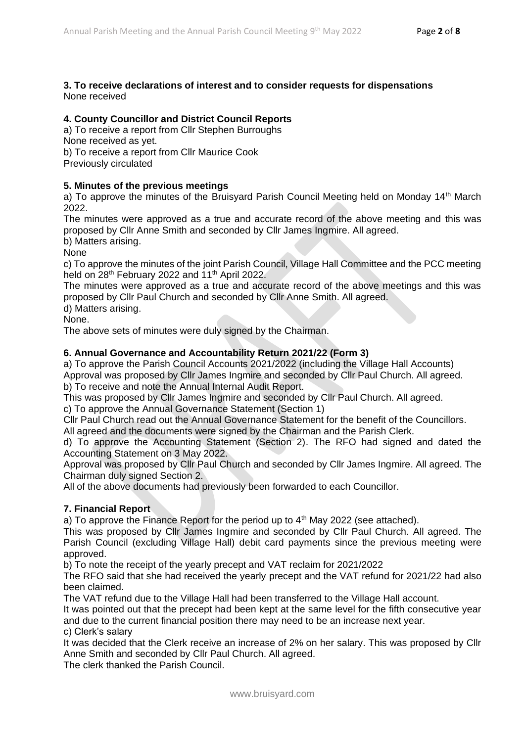### 3. To receive declarations of interest and to consider requests for dispensations

None received

### 4. County Councillor and District Council Reports

a) To receive a report from Cllr Stephen Burroughs

None received as yet.

b) To receive a report from Cllr Maurice Cook

Previously circulated

### 5. Minutes of the previous meetings

a) To approve the minutes of the Bruisyard Parish Council Meeting held on Monday 14th March 2022.

The minutes were approved as a true and accurate record of the above meeting and this was proposed by Cllr Anne Smith and seconded by Cllr James Ingmire. All agreed.

b) Matters arising.

None

c) To approve the minutes of the joint Parish Council, Village Hall Committee and the PCC meeting held on 28th February 2022 and 11th April 2022.

The minutes were approved as a true and accurate record of the above meetings and this was proposed by Cllr Paul Church and seconded by Cllr Anne Smith. All agreed.

d) Matters arising.

None.

The above sets of minutes were duly signed by the Chairman.

### 6. Annual Governance and Accountability Return 2021/22 (Form 3)

a) To approve the Parish Council Accounts 2021/2022 (including the Village Hall Accounts)

Approval was proposed by Cllr James Ingmire and seconded by Cllr Paul Church. All agreed.

b) To receive and note the Annual Internal Audit Report.

This was proposed by Cllr James Ingmire and seconded by Cllr Paul Church. All agreed.

c) To approve the Annual Governance Statement (Section 1)

Cllr Paul Church read out the Annual Governance Statement for the benefit of the Councillors.

All agreed and the documents were signed by the Chairman and the Parish Clerk.

d) To approve the Accounting Statement (Section 2). The RFO had signed and dated the Accounting Statement on 3 May 2022.

Approval was proposed by Cllr Paul Church and seconded by Cllr James Ingmire. All agreed. The Chairman duly signed Section 2.

All of the above documents had previously been forwarded to each Councillor.

### 7. Financial Report

a) To approve the Finance Report for the period up to 4th May 2022 (see attached).

This was proposed by Cllr James Ingmire and seconded by Cllr Paul Church. All agreed. The Parish Council (excluding Village Hall) debit card payments since the previous meeting were approved.

b) To note the receipt of the yearly precept and VAT reclaim for 2021/2022

The RFO said that she had received the yearly precept and the VAT refund for 2021/22 had also been claimed.

The VAT refund due to the Village Hall had been transferred to the Village Hall account.

It was pointed out that the precept had been kept at the same level for the fifth consecutive year and due to the current financial position there may need to be an increase next year.

c) Clerk's salary

It was decided that the Clerk receive an increase of 2% on her salary. This was proposed by Cllr Anne Smith and seconded by Cllr Paul Church. All agreed.

The clerk thanked the Parish Council.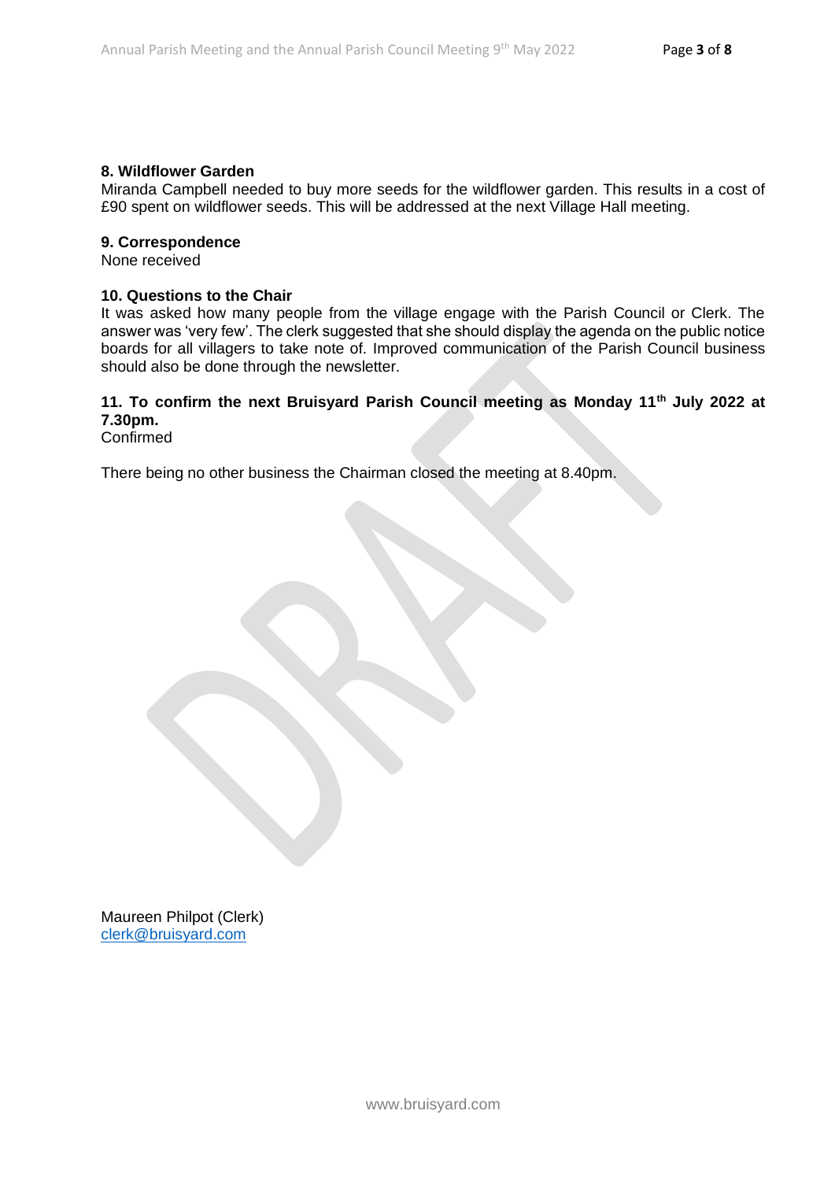## 8. Wildflower Garden

Miranda Campbell needed to buy more seeds for the wildflower garden. This results in a cost of £90 spent on wildflower seeds. This will be addressed at the next Village Hall meeting.

## 9. Correspondence

None received

## 10. Questions to the Chair

It was asked how many people from the village engage with the Parish Council or Clerk. The answer was 'very few'. The clerk suggested that she should display the agenda on the public notice boards for all villagers to take note of. Improved communication of the Parish Council business should also be done through the newsletter.

## 11. To confirm the next Bruisyard Parish Council meeting as Monday 11th July 2022 at 7.30pm.

Confirmed

There being no other business the Chairman closed the meeting at 8.40pm.

Maureen Philpot (Clerk)
clerk@bruisyard.com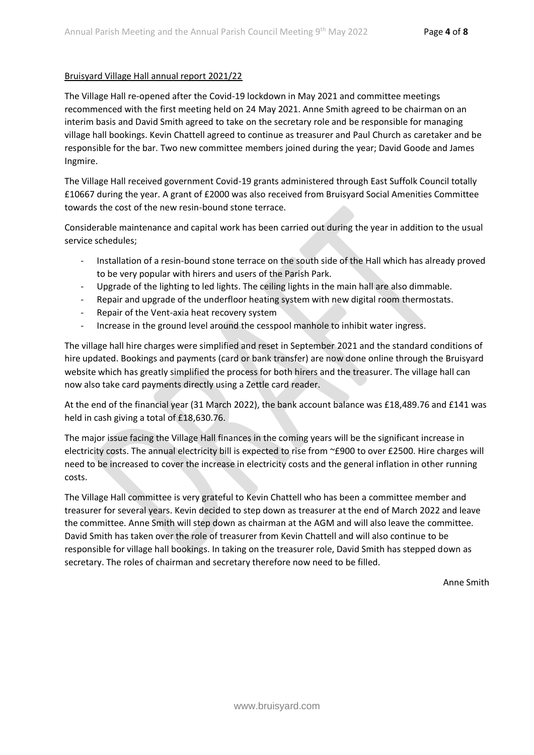## Bruisyard Village Hall annual report 2021/22

The Village Hall re-opened after the Covid-19 lockdown in May 2021 and committee meetings recommenced with the first meeting held on 24 May 2021. Anne Smith agreed to be chairman on an interim basis and David Smith agreed to take on the secretary role and be responsible for managing village hall bookings. Kevin Chattell agreed to continue as treasurer and Paul Church as caretaker and be responsible for the bar. Two new committee members joined during the year; David Goode and James Ingmire.

The Village Hall received government Covid-19 grants administered through East Suffolk Council totally £10667 during the year. A grant of £2000 was also received from Bruisyard Social Amenities Committee towards the cost of the new resin-bound stone terrace.

Considerable maintenance and capital work has been carried out during the year in addition to the usual service schedules;

- Installation of a resin-bound stone terrace on the south side of the Hall which has already proved to be very popular with hirers and users of the Parish Park.
- Upgrade of the lighting to led lights. The ceiling lights in the main hall are also dimmable.
- Repair and upgrade of the underfloor heating system with new digital room thermostats.
- Repair of the Vent-axia heat recovery system
- Increase in the ground level around the cesspool manhole to inhibit water ingress.

The village hall hire charges were simplified and reset in September 2021 and the standard conditions of hire updated. Bookings and payments (card or bank transfer) are now done online through the Bruisyard website which has greatly simplified the process for both hirers and the treasurer. The village hall can now also take card payments directly using a Zettle card reader.

At the end of the financial year (31 March 2022), the bank account balance was £18,489.76 and £141 was held in cash giving a total of £18,630.76.

The major issue facing the Village Hall finances in the coming years will be the significant increase in electricity costs. The annual electricity bill is expected to rise from ~£900 to over £2500. Hire charges will need to be increased to cover the increase in electricity costs and the general inflation in other running costs.

The Village Hall committee is very grateful to Kevin Chattell who has been a committee member and treasurer for several years. Kevin decided to step down as treasurer at the end of March 2022 and leave the committee. Anne Smith will step down as chairman at the AGM and will also leave the committee. David Smith has taken over the role of treasurer from Kevin Chattell and will also continue to be responsible for village hall bookings. In taking on the treasurer role, David Smith has stepped down as secretary. The roles of chairman and secretary therefore now need to be filled.

Anne Smith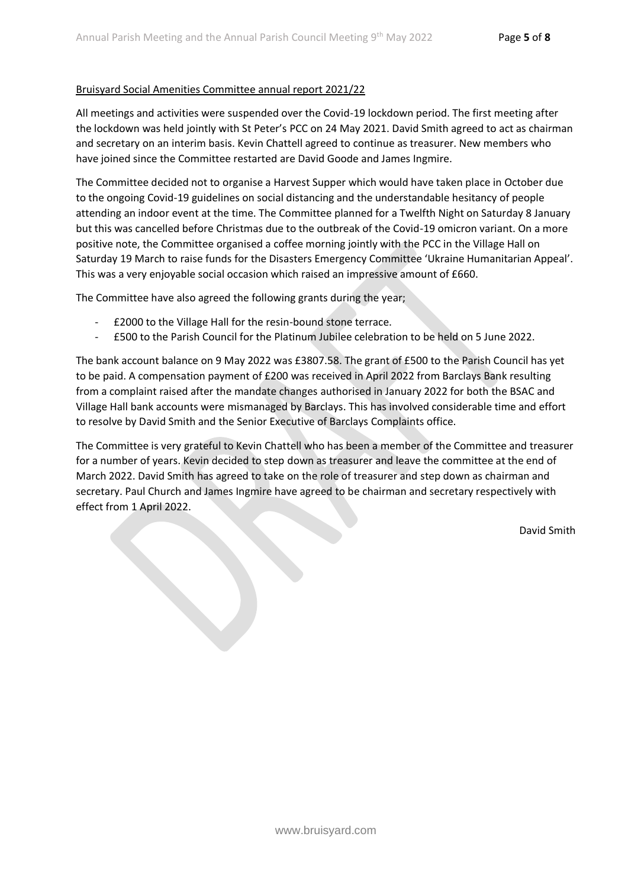Bruisyard Social Amenities Committee annual report 2021/22

All meetings and activities were suspended over the Covid-19 lockdown period. The first meeting after the lockdown was held jointly with St Peter's PCC on 24 May 2021. David Smith agreed to act as chairman and secretary on an interim basis. Kevin Chattell agreed to continue as treasurer. New members who have joined since the Committee restarted are David Goode and James Ingmire.

The Committee decided not to organise a Harvest Supper which would have taken place in October due to the ongoing Covid-19 guidelines on social distancing and the understandable hesitancy of people attending an indoor event at the time. The Committee planned for a Twelfth Night on Saturday 8 January but this was cancelled before Christmas due to the outbreak of the Covid-19 omicron variant. On a more positive note, the Committee organised a coffee morning jointly with the PCC in the Village Hall on Saturday 19 March to raise funds for the Disasters Emergency Committee 'Ukraine Humanitarian Appeal'. This was a very enjoyable social occasion which raised an impressive amount of £660.

The Committee have also agreed the following grants during the year;

- £2000 to the Village Hall for the resin-bound stone terrace.
- £500 to the Parish Council for the Platinum Jubilee celebration to be held on 5 June 2022.

The bank account balance on 9 May 2022 was £3807.58. The grant of £500 to the Parish Council has yet to be paid. A compensation payment of £200 was received in April 2022 from Barclays Bank resulting from a complaint raised after the mandate changes authorised in January 2022 for both the BSAC and Village Hall bank accounts were mismanaged by Barclays. This has involved considerable time and effort to resolve by David Smith and the Senior Executive of Barclays Complaints office.

The Committee is very grateful to Kevin Chattell who has been a member of the Committee and treasurer for a number of years. Kevin decided to step down as treasurer and leave the committee at the end of March 2022. David Smith has agreed to take on the role of treasurer and step down as chairman and secretary. Paul Church and James Ingmire have agreed to be chairman and secretary respectively with effect from 1 April 2022.

David Smith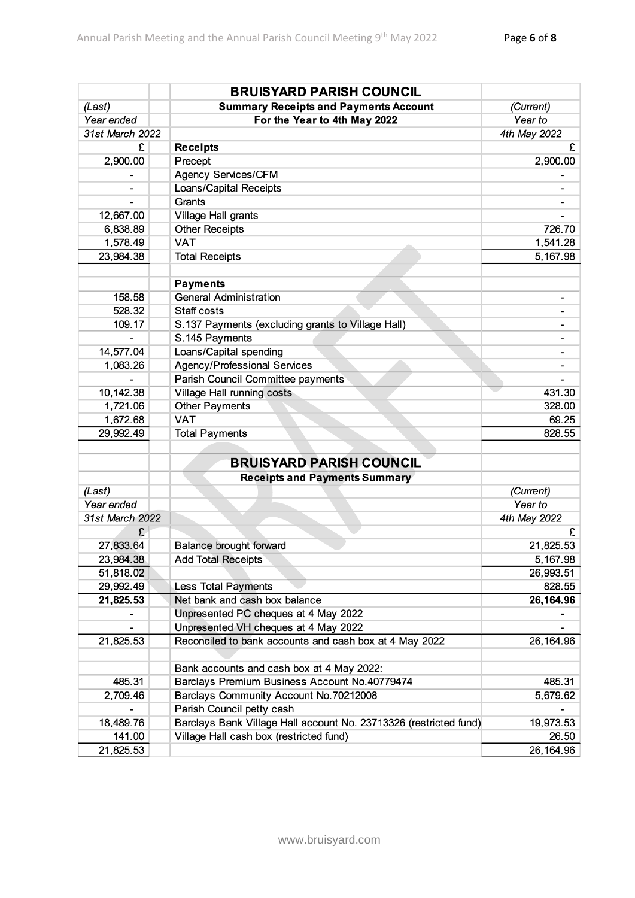## BRUISYARD PARISH COUNCIL

| (Last) Year ended 31st March 2022 £ | Summary Receipts and Payments Account For the Year to 4th May 2022 | (Current) Year to 4th May 2022 £ |
|---|---|---|
| | **Receipts** | |
| 2,900.00 | Precept | 2,900.00 |
| - | Agency Services/CFM | - |
| - | Loans/Capital Receipts | - |
| - | Grants | - |
| 12,667.00 | Village Hall grants | - |
| 6,838.89 | Other Receipts | 726.70 |
| 1,578.49 | VAT | 1,541.28 |
| 23,984.38 | Total Receipts | 5,167.98 |
| | | |
| | **Payments** | |
| 158.58 | General Administration | - |
| 528.32 | Staff costs | - |
| 109.17 | S.137 Payments (excluding grants to Village Hall) | - |
| - | S.145 Payments | - |
| 14,577.04 | Loans/Capital spending | - |
| 1,083.26 | Agency/Professional Services | - |
| - | Parish Council Committee payments | - |
| 10,142.38 | Village Hall running costs | 431.30 |
| 1,721.06 | Other Payments | 328.00 |
| 1,672.68 | VAT | 69.25 |
| 29,992.49 | Total Payments | 828.55 |

## BRUISYARD PARISH COUNCIL

| (Last) Year ended 31st March 2022 £ | Receipts and Payments Summary | (Current) Year to 4th May 2022 £ |
|---|---|---|
| 27,833.64 | Balance brought forward | 21,825.53 |
| 23,984.38 | Add Total Receipts | 5,167.98 |
| 51,818.02 | | 26,993.51 |
| 29,992.49 | Less Total Payments | 828.55 |
| **21,825.53** | Net bank and cash box balance | **26,164.96** |
| - | Unpresented PC cheques at 4 May 2022 | - |
| - | Unpresented VH cheques at 4 May 2022 | - |
| 21,825.53 | Reconciled to bank accounts and cash box at 4 May 2022 | 26,164.96 |
| | | |
| | Bank accounts and cash box at 4 May 2022: | |
| 485.31 | Barclays Premium Business Account No.40779474 | 485.31 |
| 2,709.46 | Barclays Community Account No.70212008 | 5,679.62 |
| - | Parish Council petty cash | - |
| 18,489.76 | Barclays Bank Village Hall account No. 23713326 (restricted fund) | 19,973.53 |
| 141.00 | Village Hall cash box (restricted fund) | 26.50 |
| 21,825.53 | | 26,164.96 |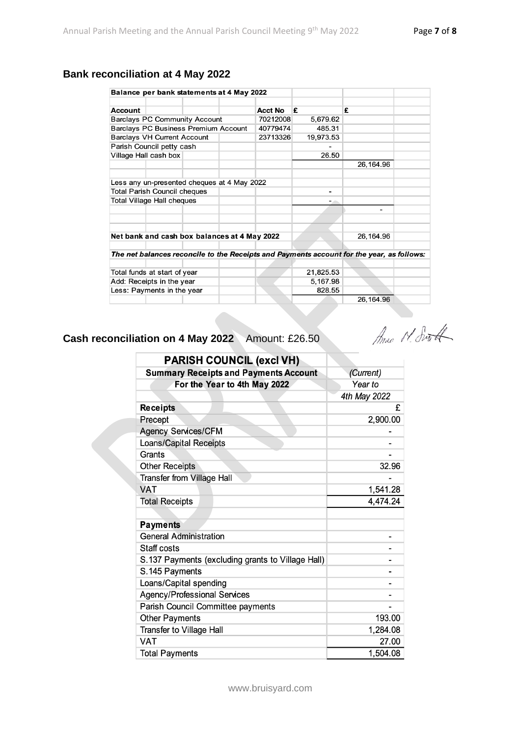## Bank reconciliation at 4 May 2022

| Balance per bank statements at 4 May 2022 | | | |
|---|---|---|---|
| **Account** | **Acct No** | **£** | **£** |
| Barclays PC Community Account | 70212008 | 5,679.62 | |
| Barclays PC Business Premium Account | 40779474 | 485.31 | |
| Barclays VH Current Account | 23713326 | 19,973.53 | |
| Parish Council petty cash | | - | |
| Village Hall cash box | | 26.50 | |
| | | | 26,164.96 |
| Less any un-presented cheques at 4 May 2022 | | | |
| Total Parish Council cheques | | - | |
| Total Village Hall cheques | | - | |
| | | | - |
| **Net bank and cash box balances at 4 May 2022** | | | 26,164.96 |
| ***The net balances reconcile to the Receipts and Payments account for the year, as follows:*** | | | |
| Total funds at start of year | | 21,825.53 | |
| Add: Receipts in the year | | 5,167.98 | |
| Less: Payments in the year | | 828.55 | |
| | | | 26,164.96 |

## Cash reconciliation on 4 May 2022 Amount: £26.50

Anne M. Smith

| PARISH COUNCIL (excl VH) | |
|---|---|
| **Summary Receipts and Payments Account** | *(Current)* |
| **For the Year to 4th May 2022** | *Year to* |
| | *4th May 2022* |
| **Receipts** | £ |
| Precept | 2,900.00 |
| Agency Services/CFM | - |
| Loans/Capital Receipts | - |
| Grants | - |
| Other Receipts | 32.96 |
| Transfer from Village Hall | - |
| VAT | 1,541.28 |
| Total Receipts | 4,474.24 |
| | |
| **Payments** | |
| General Administration | - |
| Staff costs | - |
| S.137 Payments (excluding grants to Village Hall) | - |
| S.145 Payments | - |
| Loans/Capital spending | - |
| Agency/Professional Services | - |
| Parish Council Committee payments | - |
| Other Payments | 193.00 |
| Transfer to Village Hall | 1,284.08 |
| VAT | 27.00 |
| Total Payments | 1,504.08 |

www.bruisyard.com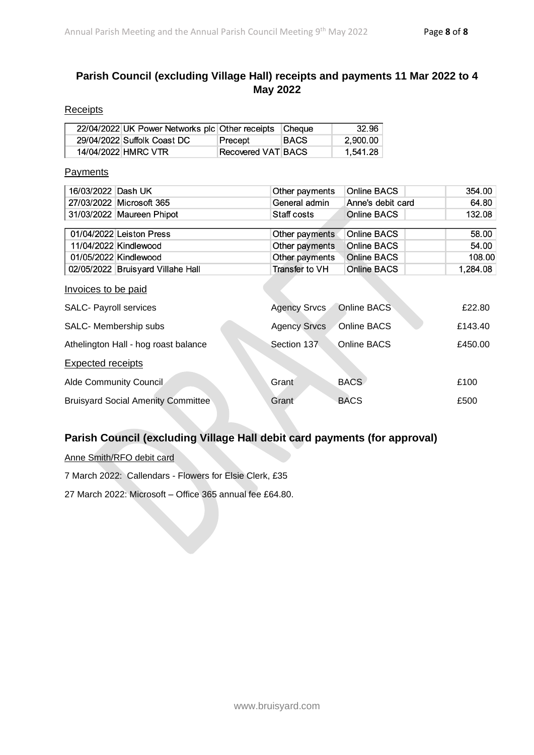## Parish Council (excluding Village Hall) receipts and payments 11 Mar 2022 to 4 May 2022

Receipts

| | | | | |
|---|---|---|---|---|
| 22/04/2022 | UK Power Networks plc | Other receipts | Cheque | 32.96 |
| 29/04/2022 | Suffolk Coast DC | Precept | BACS | 2,900.00 |
| 14/04/2022 | HMRC VTR | Recovered VAT | BACS | 1,541.28 |

Payments

| | | | | | |
|---|---|---|---|---|---|
| 16/03/2022 | Dash UK | Other payments | Online BACS | | 354.00 |
| 27/03/2022 | Microsoft 365 | General admin | Anne's debit card | | 64.80 |
| 31/03/2022 | Maureen Phipot | Staff costs | Online BACS | | 132.08 |
| 01/04/2022 | Leiston Press | Other payments | Online BACS | | 58.00 |
| 11/04/2022 | Kindlewood | Other payments | Online BACS | | 54.00 |
| 01/05/2022 | Kindlewood | Other payments | Online BACS | | 108.00 |
| 02/05/2022 | Bruisyard Villahe Hall | Transfer to VH | Online BACS | | 1,284.08 |

Invoices to be paid

| | | | |
|---|---|---|---|
| SALC- Payroll services | Agency Srvcs | Online BACS | £22.80 |
| SALC- Membership subs | Agency Srvcs | Online BACS | £143.40 |
| Athelington Hall - hog roast balance | Section 137 | Online BACS | £450.00 |

Expected receipts

| | | | |
|---|---|---|---|
| Alde Community Council | Grant | BACS | £100 |
| Bruisyard Social Amenity Committee | Grant | BACS | £500 |

## Parish Council (excluding Village Hall debit card payments (for approval)

Anne Smith/RFO debit card

7 March 2022: Callendars - Flowers for Elsie Clerk, £35

27 March 2022: Microsoft – Office 365 annual fee £64.80.